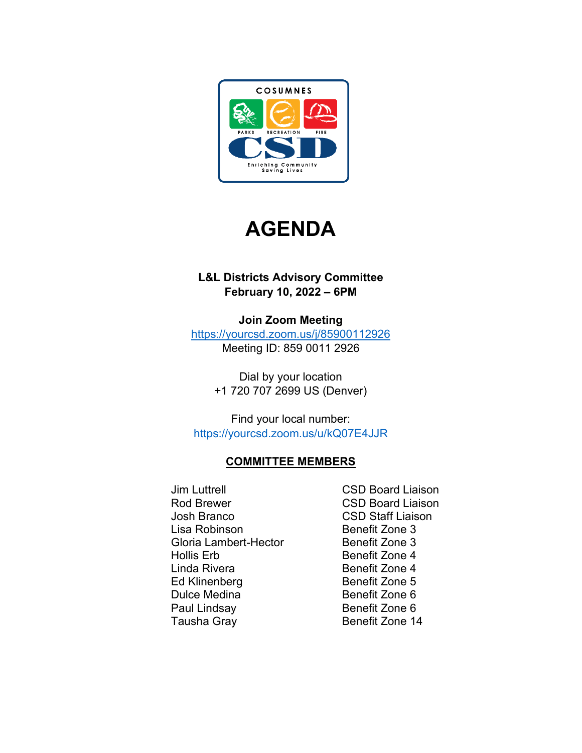COSUMNES

PARKS RECREATION FIRE

CSD

Enriching Community
Saving Lives

# AGENDA

**L&L Districts Advisory Committee**
**February 10, 2022 – 6PM**

**Join Zoom Meeting**
https://yourcsd.zoom.us/j/85900112926
Meeting ID: 859 0011 2926

Dial by your location
+1 720 707 2699 US (Denver)

Find your local number:
https://yourcsd.zoom.us/u/kQ07E4JJR

## COMMITTEE MEMBERS

| | |
|---|---|
| Jim Luttrell | CSD Board Liaison |
| Rod Brewer | CSD Board Liaison |
| Josh Branco | CSD Staff Liaison |
| Lisa Robinson | Benefit Zone 3 |
| Gloria Lambert-Hector | Benefit Zone 3 |
| Hollis Erb | Benefit Zone 4 |
| Linda Rivera | Benefit Zone 4 |
| Ed Klinenberg | Benefit Zone 5 |
| Dulce Medina | Benefit Zone 6 |
| Paul Lindsay | Benefit Zone 6 |
| Tausha Gray | Benefit Zone 14 |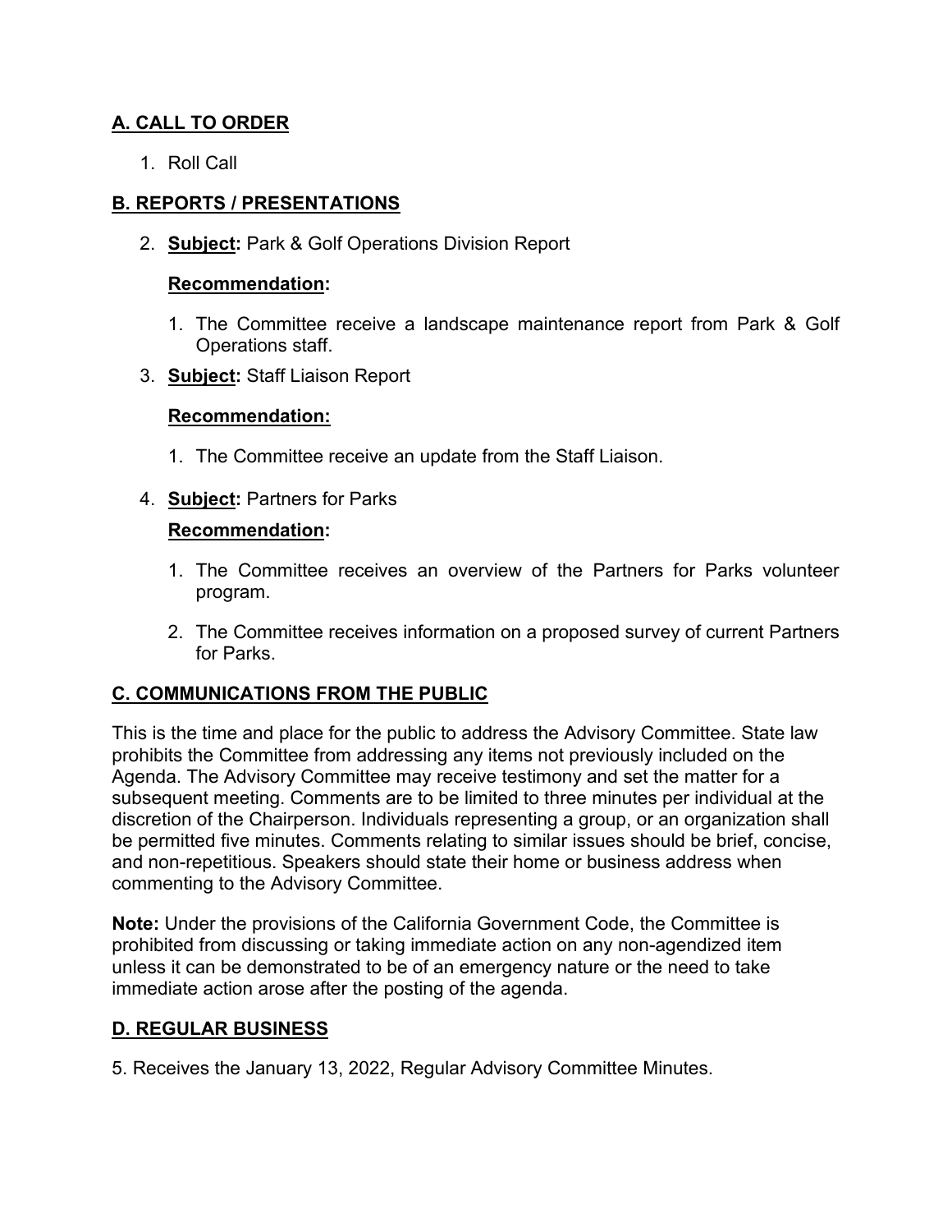## **A. CALL TO ORDER**

1. Roll Call

## **B. REPORTS / PRESENTATIONS**

2. **Subject:** Park & Golf Operations Division Report

   **Recommendation:**

   1. The Committee receive a landscape maintenance report from Park & Golf Operations staff.

3. **Subject:** Staff Liaison Report

   **Recommendation:**

   1. The Committee receive an update from the Staff Liaison.

4. **Subject:** Partners for Parks

   **Recommendation:**

   1. The Committee receives an overview of the Partners for Parks volunteer program.

   2. The Committee receives information on a proposed survey of current Partners for Parks.

## **C. COMMUNICATIONS FROM THE PUBLIC**

This is the time and place for the public to address the Advisory Committee. State law prohibits the Committee from addressing any items not previously included on the Agenda. The Advisory Committee may receive testimony and set the matter for a subsequent meeting. Comments are to be limited to three minutes per individual at the discretion of the Chairperson. Individuals representing a group, or an organization shall be permitted five minutes. Comments relating to similar issues should be brief, concise, and non-repetitious. Speakers should state their home or business address when commenting to the Advisory Committee.

**Note:** Under the provisions of the California Government Code, the Committee is prohibited from discussing or taking immediate action on any non-agendized item unless it can be demonstrated to be of an emergency nature or the need to take immediate action arose after the posting of the agenda.

## **D. REGULAR BUSINESS**

5. Receives the January 13, 2022, Regular Advisory Committee Minutes.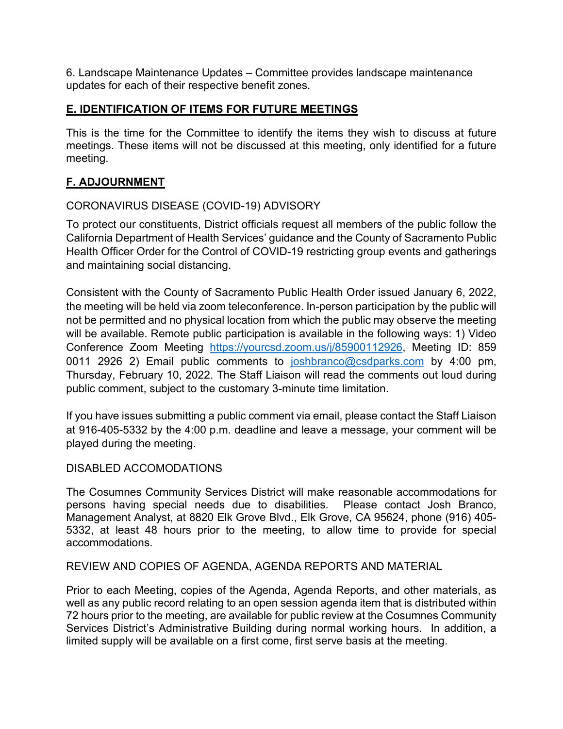6. Landscape Maintenance Updates – Committee provides landscape maintenance updates for each of their respective benefit zones.

## E. IDENTIFICATION OF ITEMS FOR FUTURE MEETINGS

This is the time for the Committee to identify the items they wish to discuss at future meetings. These items will not be discussed at this meeting, only identified for a future meeting.

## F. ADJOURNMENT

CORONAVIRUS DISEASE (COVID-19) ADVISORY

To protect our constituents, District officials request all members of the public follow the California Department of Health Services' guidance and the County of Sacramento Public Health Officer Order for the Control of COVID-19 restricting group events and gatherings and maintaining social distancing.

Consistent with the County of Sacramento Public Health Order issued January 6, 2022, the meeting will be held via zoom teleconference. In-person participation by the public will not be permitted and no physical location from which the public may observe the meeting will be available. Remote public participation is available in the following ways: 1) Video Conference Zoom Meeting https://yourcsd.zoom.us/j/85900112926, Meeting ID: 859 0011 2926 2) Email public comments to joshbranco@csdparks.com by 4:00 pm, Thursday, February 10, 2022. The Staff Liaison will read the comments out loud during public comment, subject to the customary 3-minute time limitation.

If you have issues submitting a public comment via email, please contact the Staff Liaison at 916-405-5332 by the 4:00 p.m. deadline and leave a message, your comment will be played during the meeting.

DISABLED ACCOMODATIONS

The Cosumnes Community Services District will make reasonable accommodations for persons having special needs due to disabilities. Please contact Josh Branco, Management Analyst, at 8820 Elk Grove Blvd., Elk Grove, CA 95624, phone (916) 405-5332, at least 48 hours prior to the meeting, to allow time to provide for special accommodations.

REVIEW AND COPIES OF AGENDA, AGENDA REPORTS AND MATERIAL

Prior to each Meeting, copies of the Agenda, Agenda Reports, and other materials, as well as any public record relating to an open session agenda item that is distributed within 72 hours prior to the meeting, are available for public review at the Cosumnes Community Services District's Administrative Building during normal working hours. In addition, a limited supply will be available on a first come, first serve basis at the meeting.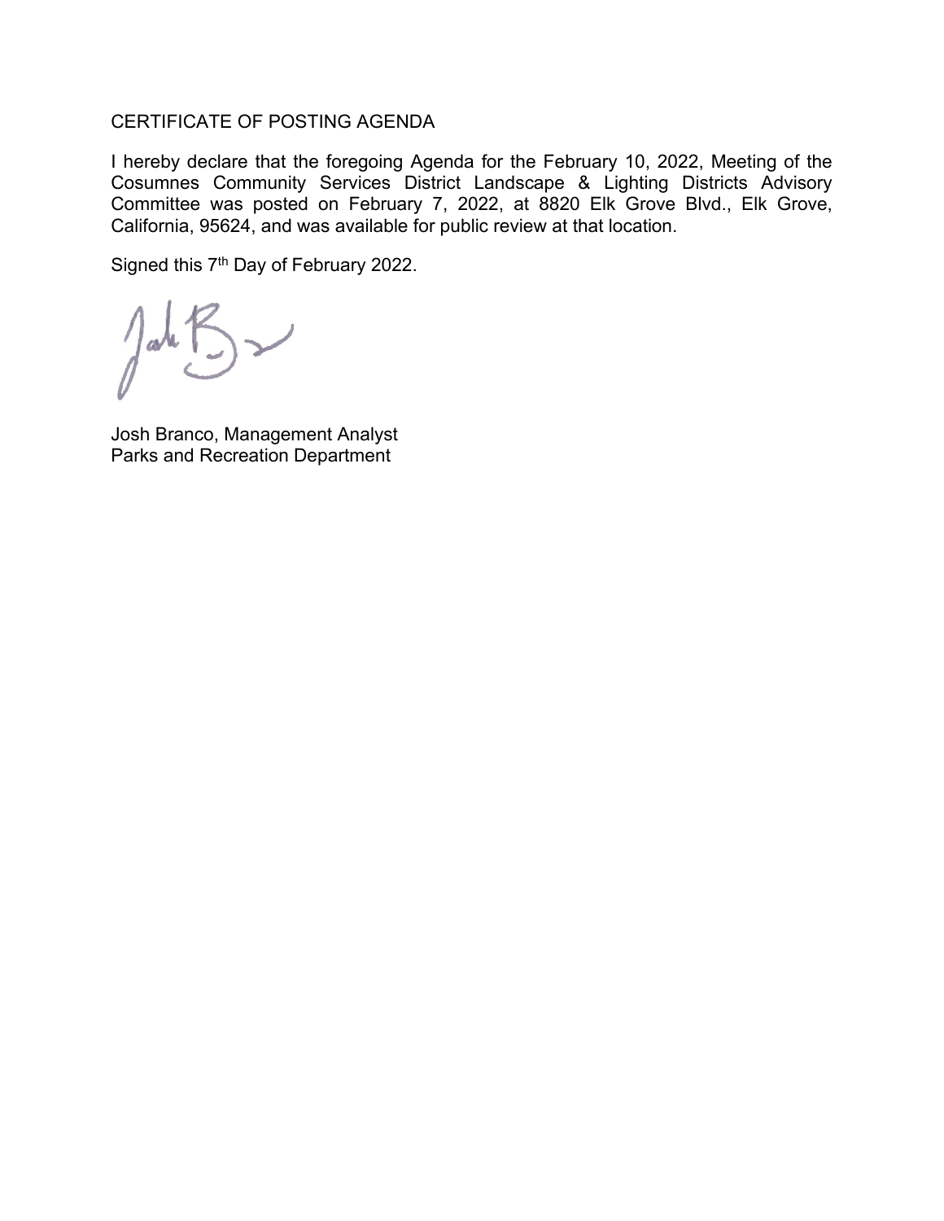CERTIFICATE OF POSTING AGENDA

I hereby declare that the foregoing Agenda for the February 10, 2022, Meeting of the Cosumnes Community Services District Landscape & Lighting Districts Advisory Committee was posted on February 7, 2022, at 8820 Elk Grove Blvd., Elk Grove, California, 95624, and was available for public review at that location.

Signed this 7th Day of February 2022.

Josh Branco, Management Analyst
Parks and Recreation Department